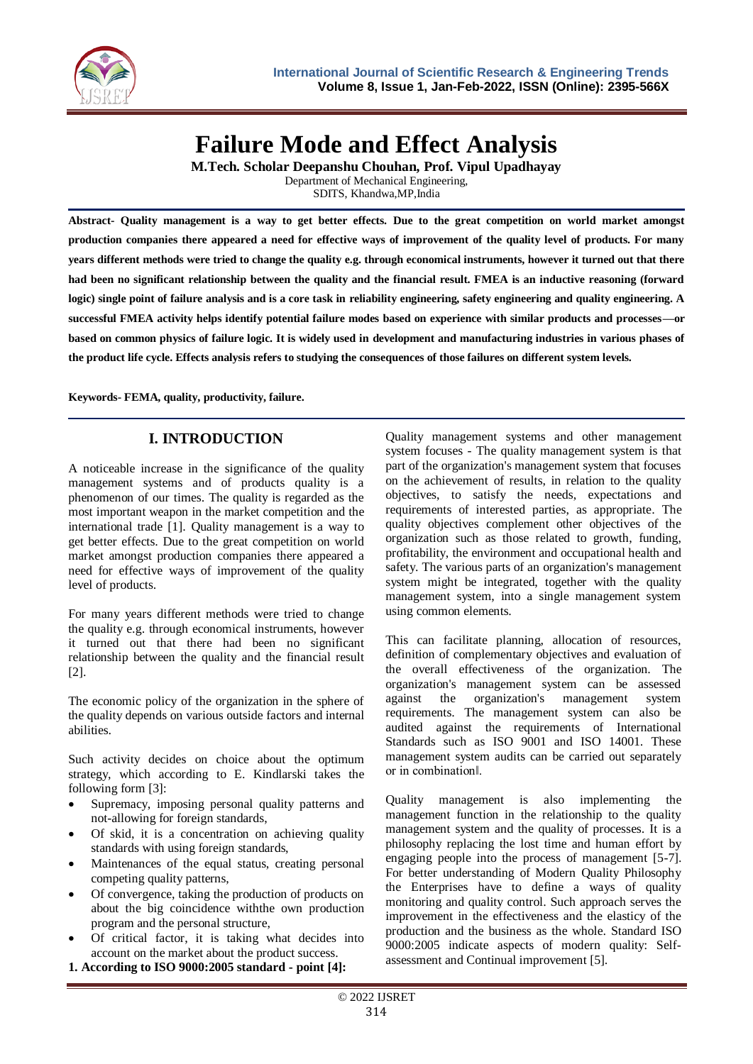# Failure Mode and Effect Analysis

**M.Tech. Scholar Deepanshu Chouhan, Prof. Vipul Upadhayay**

Department of Mechanical Engineering,
SDITS, Khandwa,MP,India

**Abstract- Quality management is a way to get better effects. Due to the great competition on world market amongst production companies there appeared a need for effective ways of improvement of the quality level of products. For many years different methods were tried to change the quality e.g. through economical instruments, however it turned out that there had been no significant relationship between the quality and the financial result. FMEA is an inductive reasoning (forward logic) single point of failure analysis and is a core task in reliability engineering, safety engineering and quality engineering. A successful FMEA activity helps identify potential failure modes based on experience with similar products and processes—or based on common physics of failure logic. It is widely used in development and manufacturing industries in various phases of the product life cycle. Effects analysis refers to studying the consequences of those failures on different system levels.**

**Keywords- FEMA, quality, productivity, failure.**

## I. INTRODUCTION

A noticeable increase in the significance of the quality management systems and of products quality is a phenomenon of our times. The quality is regarded as the most important weapon in the market competition and the international trade [1]. Quality management is a way to get better effects. Due to the great competition on world market amongst production companies there appeared a need for effective ways of improvement of the quality level of products.

For many years different methods were tried to change the quality e.g. through economical instruments, however it turned out that there had been no significant relationship between the quality and the financial result [2].

The economic policy of the organization in the sphere of the quality depends on various outside factors and internal abilities.

Such activity decides on choice about the optimum strategy, which according to E. Kindlarski takes the following form [3]:

- Supremacy, imposing personal quality patterns and not-allowing for foreign standards,
- Of skid, it is a concentration on achieving quality standards with using foreign standards,
- Maintenances of the equal status, creating personal competing quality patterns,
- Of convergence, taking the production of products on about the big coincidence withthe own production program and the personal structure,
- Of critical factor, it is taking what decides into account on the market about the product success.

**1. According to ISO 9000:2005 standard - point [4]:**

Quality management systems and other management system focuses - The quality management system is that part of the organization's management system that focuses on the achievement of results, in relation to the quality objectives, to satisfy the needs, expectations and requirements of interested parties, as appropriate. The quality objectives complement other objectives of the organization such as those related to growth, funding, profitability, the environment and occupational health and safety. The various parts of an organization's management system might be integrated, together with the quality management system, into a single management system using common elements.

This can facilitate planning, allocation of resources, definition of complementary objectives and evaluation of the overall effectiveness of the organization. The organization's management system can be assessed against the organization's management system requirements. The management system can also be audited against the requirements of International Standards such as ISO 9001 and ISO 14001. These management system audits can be carried out separately or in combination‖.

Quality management is also implementing the management function in the relationship to the quality management system and the quality of processes. It is a philosophy replacing the lost time and human effort by engaging people into the process of management [5-7]. For better understanding of Modern Quality Philosophy the Enterprises have to define a ways of quality monitoring and quality control. Such approach serves the improvement in the effectiveness and the elasticy of the production and the business as the whole. Standard ISO 9000:2005 indicate aspects of modern quality: Self-assessment and Continual improvement [5].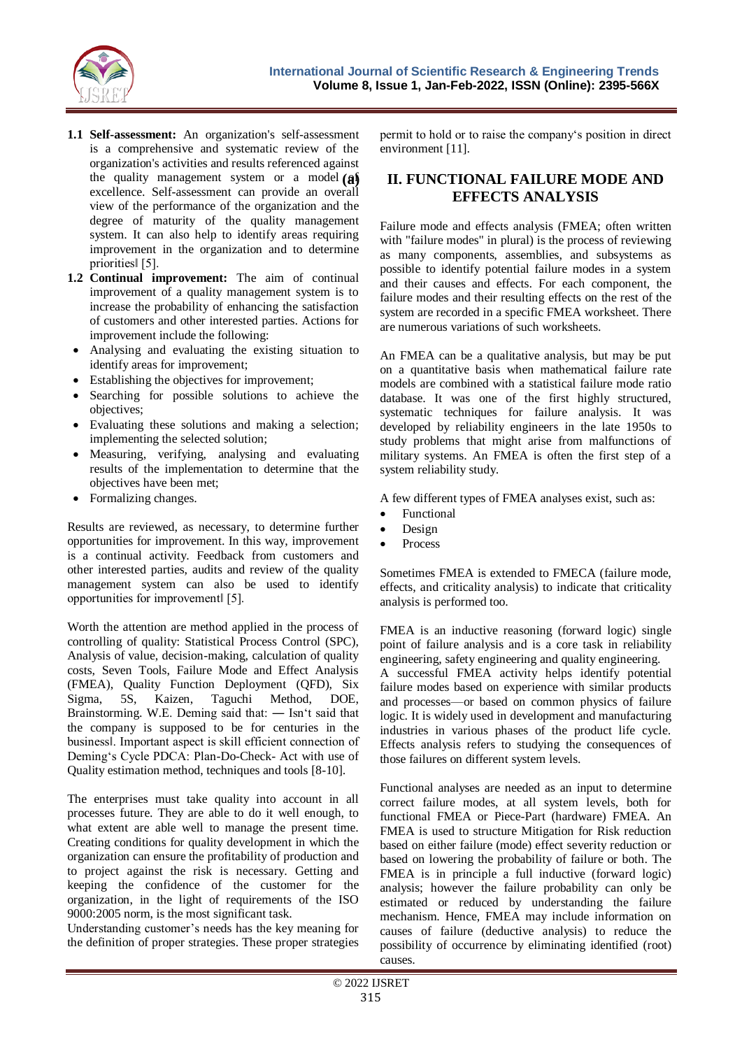**1.1 Self-assessment:** An organization's self-assessment is a comprehensive and systematic review of the organization's activities and results referenced against the quality management system or a model (a) of excellence. Self-assessment can provide an overall view of the performance of the organization and the degree of maturity of the quality management system. It can also help to identify areas requiring improvement in the organization and to determine priorities‖ [5].

**1.2 Continual improvement:** The aim of continual improvement of a quality management system is to increase the probability of enhancing the satisfaction of customers and other interested parties. Actions for improvement include the following:

- Analysing and evaluating the existing situation to identify areas for improvement;
- Establishing the objectives for improvement;
- Searching for possible solutions to achieve the objectives;
- Evaluating these solutions and making a selection; implementing the selected solution;
- Measuring, verifying, analysing and evaluating results of the implementation to determine that the objectives have been met;
- Formalizing changes.

Results are reviewed, as necessary, to determine further opportunities for improvement. In this way, improvement is a continual activity. Feedback from customers and other interested parties, audits and review of the quality management system can also be used to identify opportunities for improvement‖ [5].

Worth the attention are method applied in the process of controlling of quality: Statistical Process Control (SPC), Analysis of value, decision-making, calculation of quality costs, Seven Tools, Failure Mode and Effect Analysis (FMEA), Quality Function Deployment (QFD), Six Sigma, 5S, Kaizen, Taguchi Method, DOE, Brainstorming. W.E. Deming said that: ― Isn't said that the company is supposed to be for centuries in the business‖. Important aspect is skill efficient connection of Deming's Cycle PDCA: Plan-Do-Check- Act with use of Quality estimation method, techniques and tools [8-10].

The enterprises must take quality into account in all processes future. They are able to do it well enough, to what extent are able well to manage the present time. Creating conditions for quality development in which the organization can ensure the profitability of production and to project against the risk is necessary. Getting and keeping the confidence of the customer for the organization, in the light of requirements of the ISO 9000:2005 norm, is the most significant task.

Understanding customer's needs has the key meaning for the definition of proper strategies. These proper strategies permit to hold or to raise the company's position in direct environment [11].

## II. FUNCTIONAL FAILURE MODE AND EFFECTS ANALYSIS

Failure mode and effects analysis (FMEA; often written with "failure modes" in plural) is the process of reviewing as many components, assemblies, and subsystems as possible to identify potential failure modes in a system and their causes and effects. For each component, the failure modes and their resulting effects on the rest of the system are recorded in a specific FMEA worksheet. There are numerous variations of such worksheets.

An FMEA can be a qualitative analysis, but may be put on a quantitative basis when mathematical failure rate models are combined with a statistical failure mode ratio database. It was one of the first highly structured, systematic techniques for failure analysis. It was developed by reliability engineers in the late 1950s to study problems that might arise from malfunctions of military systems. An FMEA is often the first step of a system reliability study.

A few different types of FMEA analyses exist, such as:

- Functional
- Design
- Process

Sometimes FMEA is extended to FMECA (failure mode, effects, and criticality analysis) to indicate that criticality analysis is performed too.

FMEA is an inductive reasoning (forward logic) single point of failure analysis and is a core task in reliability engineering, safety engineering and quality engineering.
A successful FMEA activity helps identify potential failure modes based on experience with similar products and processes—or based on common physics of failure logic. It is widely used in development and manufacturing industries in various phases of the product life cycle. Effects analysis refers to studying the consequences of those failures on different system levels.

Functional analyses are needed as an input to determine correct failure modes, at all system levels, both for functional FMEA or Piece-Part (hardware) FMEA. An FMEA is used to structure Mitigation for Risk reduction based on either failure (mode) effect severity reduction or based on lowering the probability of failure or both. The FMEA is in principle a full inductive (forward logic) analysis; however the failure probability can only be estimated or reduced by understanding the failure mechanism. Hence, FMEA may include information on causes of failure (deductive analysis) to reduce the possibility of occurrence by eliminating identified (root) causes.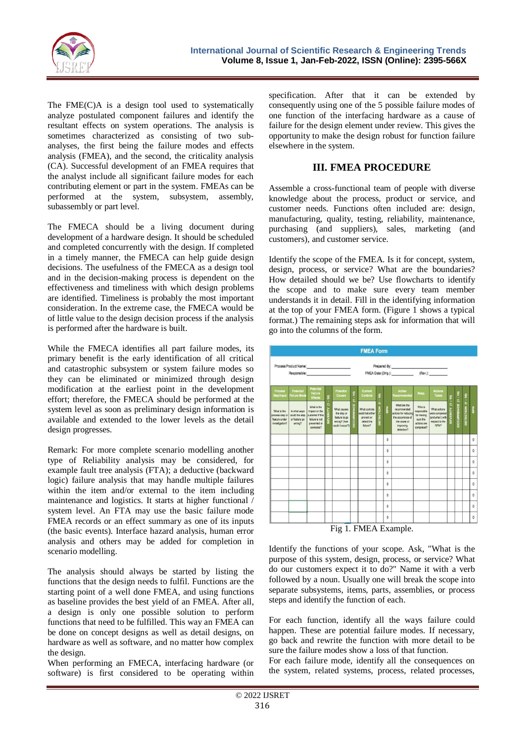The FME(C)A is a design tool used to systematically analyze postulated component failures and identify the resultant effects on system operations. The analysis is sometimes characterized as consisting of two sub-analyses, the first being the failure modes and effects analysis (FMEA), and the second, the criticality analysis (CA). Successful development of an FMEA requires that the analyst include all significant failure modes for each contributing element or part in the system. FMEAs can be performed at the system, subsystem, assembly, subassembly or part level.

The FMECA should be a living document during development of a hardware design. It should be scheduled and completed concurrently with the design. If completed in a timely manner, the FMECA can help guide design decisions. The usefulness of the FMECA as a design tool and in the decision-making process is dependent on the effectiveness and timeliness with which design problems are identified. Timeliness is probably the most important consideration. In the extreme case, the FMECA would be of little value to the design decision process if the analysis is performed after the hardware is built.

While the FMECA identifies all part failure modes, its primary benefit is the early identification of all critical and catastrophic subsystem or system failure modes so they can be eliminated or minimized through design modification at the earliest point in the development effort; therefore, the FMECA should be performed at the system level as soon as preliminary design information is available and extended to the lower levels as the detail design progresses.

Remark: For more complete scenario modelling another type of Reliability analysis may be considered, for example fault tree analysis (FTA); a deductive (backward logic) failure analysis that may handle multiple failures within the item and/or external to the item including maintenance and logistics. It starts at higher functional / system level. An FTA may use the basic failure mode FMEA records or an effect summary as one of its inputs (the basic events). Interface hazard analysis, human error analysis and others may be added for completion in scenario modelling.

The analysis should always be started by listing the functions that the design needs to fulfil. Functions are the starting point of a well done FMEA, and using functions as baseline provides the best yield of an FMEA. After all, a design is only one possible solution to perform functions that need to be fulfilled. This way an FMEA can be done on concept designs as well as detail designs, on hardware as well as software, and no matter how complex the design.

When performing an FMECA, interfacing hardware (or software) is first considered to be operating within specification. After that it can be extended by consequently using one of the 5 possible failure modes of one function of the interfacing hardware as a cause of failure for the design element under review. This gives the opportunity to make the design robust for function failure elsewhere in the system.

## III. FMEA PROCEDURE

Assemble a cross-functional team of people with diverse knowledge about the process, product or service, and customer needs. Functions often included are: design, manufacturing, quality, testing, reliability, maintenance, purchasing (and suppliers), sales, marketing (and customers), and customer service.

Identify the scope of the FMEA. Is it for concept, system, design, process, or service? What are the boundaries? How detailed should we be? Use flowcharts to identify the scope and to make sure every team member understands it in detail. Fill in the identifying information at the top of your FMEA form. (Figure 1 shows a typical format.) The remaining steps ask for information that will go into the columns of the form.

**FMEA Form**

Process/Product Name: ____________ Prepared By: ____________
Responsible: ____________ FMEA Date (Orig.): ____________ (Rev.): ____________

| Process Step/Input | Potential Failure Mode | Potential Failure Effects | SEVERITY (1 - 10) | Potential Causes | OCCURRENCE (1 - 10) | Current Controls | DETECTION (1 - 10) | RPN | Action Recommended | Resp. | Actions Taken | SEVERITY (1 - 10) | OCCURRENCE (1 - 10) | DETECTION (1 - 10) | RPN |
|---|---|---|---|---|---|---|---|---|---|---|---|---|---|---|---|
| What is the process step or feature under investigation? | In what ways could the step or feature go wrong? | What is the impact on the customer if the failure is not prevented or corrected? | | What causes the step or feature to go wrong? (how could it occur?) | | What controls exist that either prevent or detect the failure? | | | What are the recommended actions for reducing the occurrence of the cause or improving detection? | Who is responsible for making sure the actions are completed? | What actions were completed (and when) with respect to the RPN? | | | | |
| | | | | | | | | 0 | | | | | | | 0 |
| | | | | | | | | 0 | | | | | | | 0 |
| | | | | | | | | 0 | | | | | | | 0 |
| | | | | | | | | 0 | | | | | | | 0 |
| | | | | | | | | 0 | | | | | | | 0 |
| | | | | | | | | 0 | | | | | | | 0 |
| | | | | | | | | 0 | | | | | | | 0 |
| | | | | | | | | 0 | | | | | | | 0 |

Fig 1. FMEA Example.

Identify the functions of your scope. Ask, "What is the purpose of this system, design, process, or service? What do our customers expect it to do?" Name it with a verb followed by a noun. Usually one will break the scope into separate subsystems, items, parts, assemblies, or process steps and identify the function of each.

For each function, identify all the ways failure could happen. These are potential failure modes. If necessary, go back and rewrite the function with more detail to be sure the failure modes show a loss of that function.

For each failure mode, identify all the consequences on the system, related systems, process, related processes,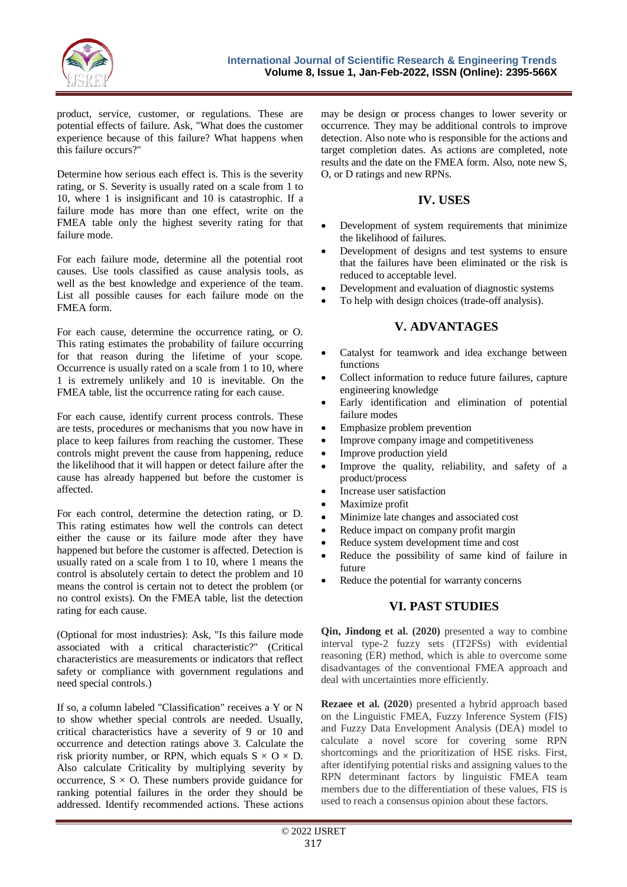product, service, customer, or regulations. These are potential effects of failure. Ask, "What does the customer experience because of this failure? What happens when this failure occurs?"

Determine how serious each effect is. This is the severity rating, or S. Severity is usually rated on a scale from 1 to 10, where 1 is insignificant and 10 is catastrophic. If a failure mode has more than one effect, write on the FMEA table only the highest severity rating for that failure mode.

For each failure mode, determine all the potential root causes. Use tools classified as cause analysis tools, as well as the best knowledge and experience of the team. List all possible causes for each failure mode on the FMEA form.

For each cause, determine the occurrence rating, or O. This rating estimates the probability of failure occurring for that reason during the lifetime of your scope. Occurrence is usually rated on a scale from 1 to 10, where 1 is extremely unlikely and 10 is inevitable. On the FMEA table, list the occurrence rating for each cause.

For each cause, identify current process controls. These are tests, procedures or mechanisms that you now have in place to keep failures from reaching the customer. These controls might prevent the cause from happening, reduce the likelihood that it will happen or detect failure after the cause has already happened but before the customer is affected.

For each control, determine the detection rating, or D. This rating estimates how well the controls can detect either the cause or its failure mode after they have happened but before the customer is affected. Detection is usually rated on a scale from 1 to 10, where 1 means the control is absolutely certain to detect the problem and 10 means the control is certain not to detect the problem (or no control exists). On the FMEA table, list the detection rating for each cause.

(Optional for most industries): Ask, "Is this failure mode associated with a critical characteristic?" (Critical characteristics are measurements or indicators that reflect safety or compliance with government regulations and need special controls.)

If so, a column labeled "Classification" receives a Y or N to show whether special controls are needed. Usually, critical characteristics have a severity of 9 or 10 and occurrence and detection ratings above 3. Calculate the risk priority number, or RPN, which equals $S \times O \times D$. Also calculate Criticality by multiplying severity by occurrence, $S \times O$. These numbers provide guidance for ranking potential failures in the order they should be addressed. Identify recommended actions. These actions may be design or process changes to lower severity or occurrence. They may be additional controls to improve detection. Also note who is responsible for the actions and target completion dates. As actions are completed, note results and the date on the FMEA form. Also, note new S, O, or D ratings and new RPNs.

## IV. USES

- Development of system requirements that minimize the likelihood of failures.
- Development of designs and test systems to ensure that the failures have been eliminated or the risk is reduced to acceptable level.
- Development and evaluation of diagnostic systems
- To help with design choices (trade-off analysis).

## V. ADVANTAGES

- Catalyst for teamwork and idea exchange between functions
- Collect information to reduce future failures, capture engineering knowledge
- Early identification and elimination of potential failure modes
- Emphasize problem prevention
- Improve company image and competitiveness
- Improve production yield
- Improve the quality, reliability, and safety of a product/process
- Increase user satisfaction
- Maximize profit
- Minimize late changes and associated cost
- Reduce impact on company profit margin
- Reduce system development time and cost
- Reduce the possibility of same kind of failure in future
- Reduce the potential for warranty concerns

## VI. PAST STUDIES

**Qin, Jindong et al. (2020)** presented a way to combine interval type-2 fuzzy sets (IT2FSs) with evidential reasoning (ER) method, which is able to overcome some disadvantages of the conventional FMEA approach and deal with uncertainties more efficiently.

**Rezaee et al. (2020**) presented a hybrid approach based on the Linguistic FMEA, Fuzzy Inference System (FIS) and Fuzzy Data Envelopment Analysis (DEA) model to calculate a novel score for covering some RPN shortcomings and the prioritization of HSE risks. First, after identifying potential risks and assigning values to the RPN determinant factors by linguistic FMEA team members due to the differentiation of these values, FIS is used to reach a consensus opinion about these factors.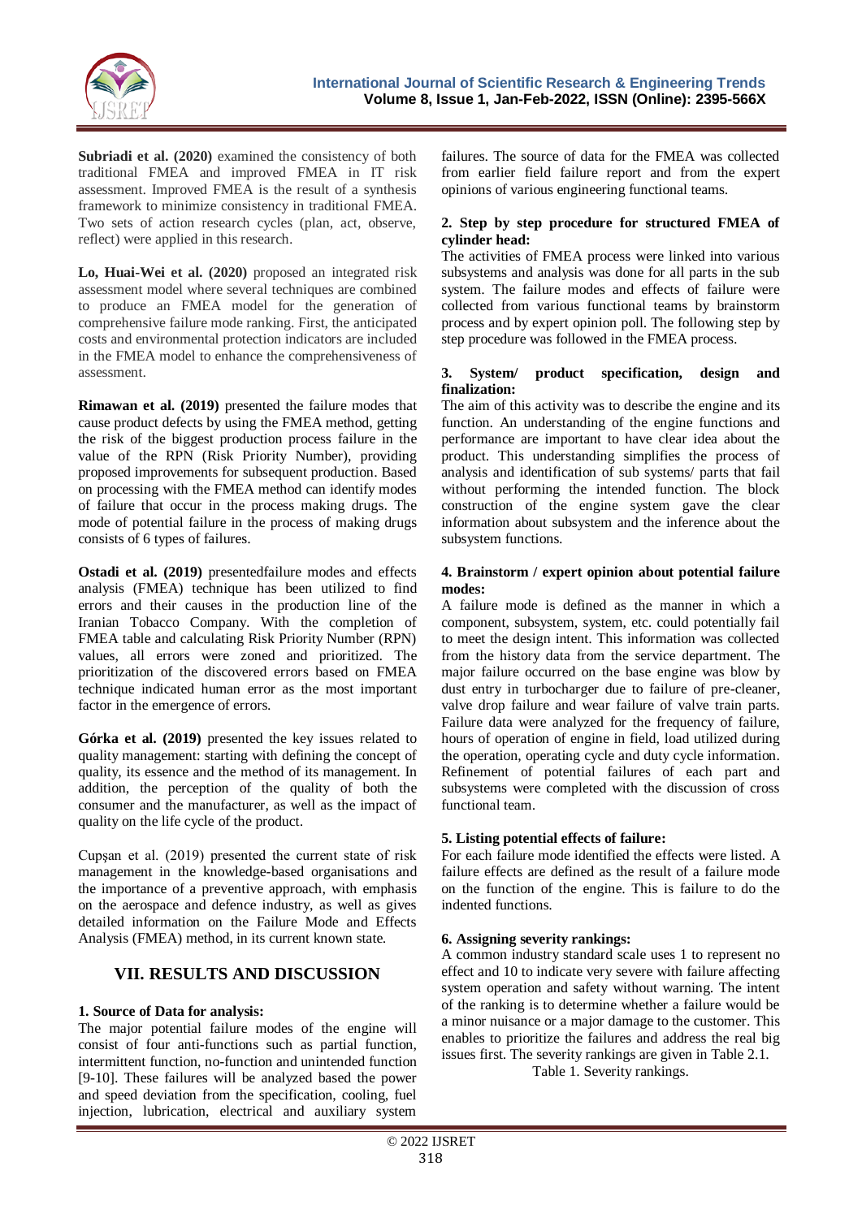**Subriadi et al. (2020)** examined the consistency of both traditional FMEA and improved FMEA in IT risk assessment. Improved FMEA is the result of a synthesis framework to minimize consistency in traditional FMEA. Two sets of action research cycles (plan, act, observe, reflect) were applied in this research.

**Lo, Huai-Wei et al. (2020)** proposed an integrated risk assessment model where several techniques are combined to produce an FMEA model for the generation of comprehensive failure mode ranking. First, the anticipated costs and environmental protection indicators are included in the FMEA model to enhance the comprehensiveness of assessment.

**Rimawan et al. (2019)** presented the failure modes that cause product defects by using the FMEA method, getting the risk of the biggest production process failure in the value of the RPN (Risk Priority Number), providing proposed improvements for subsequent production. Based on processing with the FMEA method can identify modes of failure that occur in the process making drugs. The mode of potential failure in the process of making drugs consists of 6 types of failures.

**Ostadi et al. (2019)** presentedfailure modes and effects analysis (FMEA) technique has been utilized to find errors and their causes in the production line of the Iranian Tobacco Company. With the completion of FMEA table and calculating Risk Priority Number (RPN) values, all errors were zoned and prioritized. The prioritization of the discovered errors based on FMEA technique indicated human error as the most important factor in the emergence of errors.

**Górka et al. (2019)** presented the key issues related to quality management: starting with defining the concept of quality, its essence and the method of its management. In addition, the perception of the quality of both the consumer and the manufacturer, as well as the impact of quality on the life cycle of the product.

Cupşan et al. (2019) presented the current state of risk management in the knowledge-based organisations and the importance of a preventive approach, with emphasis on the aerospace and defence industry, as well as gives detailed information on the Failure Mode and Effects Analysis (FMEA) method, in its current known state.

## VII. RESULTS AND DISCUSSION

**1. Source of Data for analysis:**

The major potential failure modes of the engine will consist of four anti-functions such as partial function, intermittent function, no-function and unintended function [9-10]. These failures will be analyzed based the power and speed deviation from the specification, cooling, fuel injection, lubrication, electrical and auxiliary system failures. The source of data for the FMEA was collected from earlier field failure report and from the expert opinions of various engineering functional teams.

**2. Step by step procedure for structured FMEA of cylinder head:**

The activities of FMEA process were linked into various subsystems and analysis was done for all parts in the sub system. The failure modes and effects of failure were collected from various functional teams by brainstorm process and by expert opinion poll. The following step by step procedure was followed in the FMEA process.

**3. System/ product specification, design and finalization:**

The aim of this activity was to describe the engine and its function. An understanding of the engine functions and performance are important to have clear idea about the product. This understanding simplifies the process of analysis and identification of sub systems/ parts that fail without performing the intended function. The block construction of the engine system gave the clear information about subsystem and the inference about the subsystem functions.

**4. Brainstorm / expert opinion about potential failure modes:**

A failure mode is defined as the manner in which a component, subsystem, system, etc. could potentially fail to meet the design intent. This information was collected from the history data from the service department. The major failure occurred on the base engine was blow by dust entry in turbocharger due to failure of pre-cleaner, valve drop failure and wear failure of valve train parts. Failure data were analyzed for the frequency of failure, hours of operation of engine in field, load utilized during the operation, operating cycle and duty cycle information. Refinement of potential failures of each part and subsystems were completed with the discussion of cross functional team.

**5. Listing potential effects of failure:**

For each failure mode identified the effects were listed. A failure effects are defined as the result of a failure mode on the function of the engine. This is failure to do the indented functions.

**6. Assigning severity rankings:**

A common industry standard scale uses 1 to represent no effect and 10 to indicate very severe with failure affecting system operation and safety without warning. The intent of the ranking is to determine whether a failure would be a minor nuisance or a major damage to the customer. This enables to prioritize the failures and address the real big issues first. The severity rankings are given in Table 2.1.

Table 1. Severity rankings.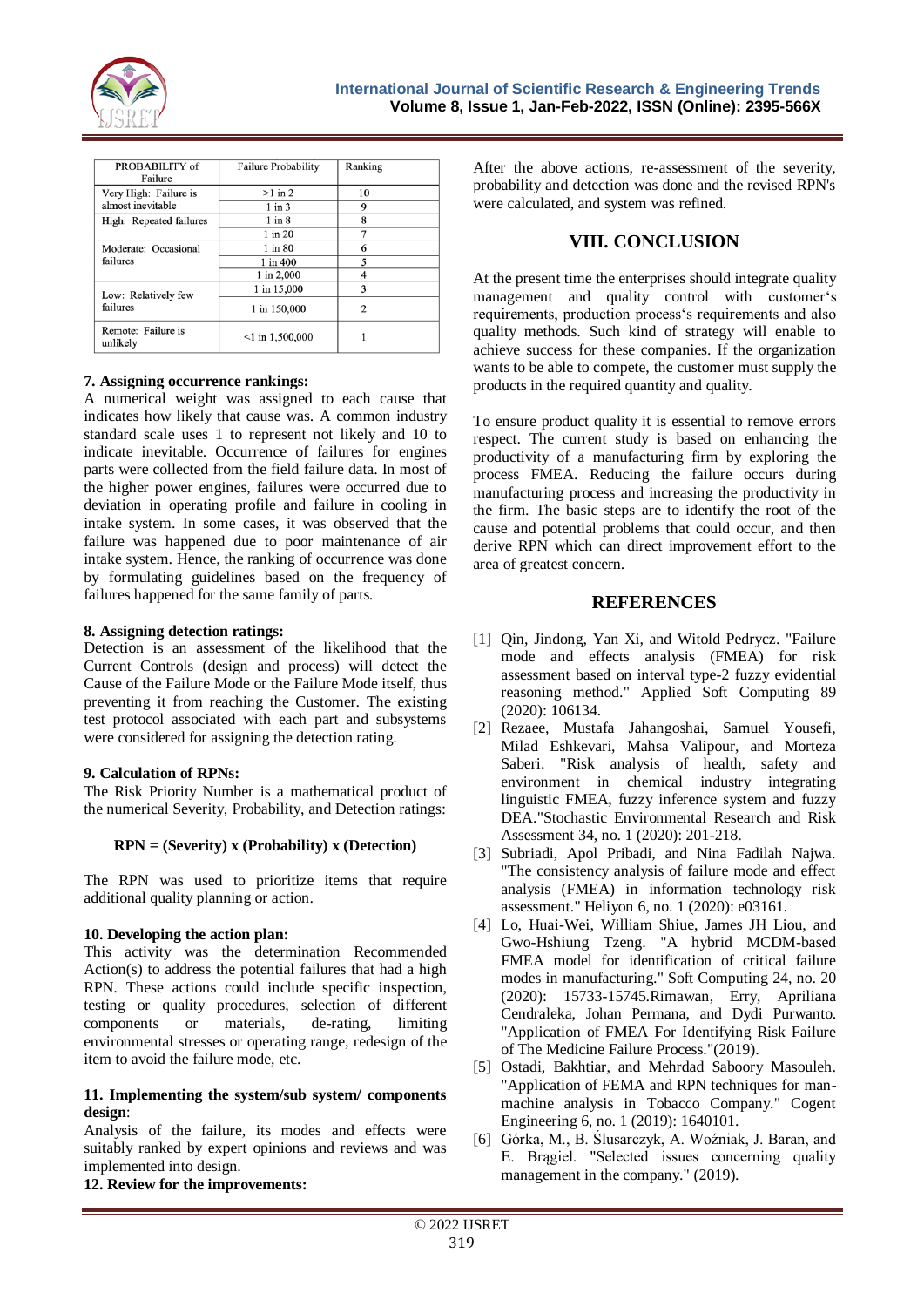| PROBABILITY of Failure | Failure Probability | Ranking |
|---|---|---|
| Very High: Failure is almost inevitable | >1 in 2 | 10 |
| | 1 in 3 | 9 |
| High: Repeated failures | 1 in 8 | 8 |
| | 1 in 20 | 7 |
| Moderate: Occasional failures | 1 in 80 | 6 |
| | 1 in 400 | 5 |
| | 1 in 2,000 | 4 |
| Low: Relatively few failures | 1 in 15,000 | 3 |
| | 1 in 150,000 | 2 |
| Remote: Failure is unlikely | <1 in 1,500,000 | 1 |

**7. Assigning occurrence rankings:**

A numerical weight was assigned to each cause that indicates how likely that cause was. A common industry standard scale uses 1 to represent not likely and 10 to indicate inevitable. Occurrence of failures for engines parts were collected from the field failure data. In most of the higher power engines, failures were occurred due to deviation in operating profile and failure in cooling in intake system. In some cases, it was observed that the failure was happened due to poor maintenance of air intake system. Hence, the ranking of occurrence was done by formulating guidelines based on the frequency of failures happened for the same family of parts.

**8. Assigning detection ratings:**

Detection is an assessment of the likelihood that the Current Controls (design and process) will detect the Cause of the Failure Mode or the Failure Mode itself, thus preventing it from reaching the Customer. The existing test protocol associated with each part and subsystems were considered for assigning the detection rating.

**9. Calculation of RPNs:**

The Risk Priority Number is a mathematical product of the numerical Severity, Probability, and Detection ratings:

**RPN = (Severity) x (Probability) x (Detection)**

The RPN was used to prioritize items that require additional quality planning or action.

**10. Developing the action plan:**

This activity was the determination Recommended Action(s) to address the potential failures that had a high RPN. These actions could include specific inspection, testing or quality procedures, selection of different components or materials, de-rating, limiting environmental stresses or operating range, redesign of the item to avoid the failure mode, etc.

**11. Implementing the system/sub system/ components design**:

Analysis of the failure, its modes and effects were suitably ranked by expert opinions and reviews and was implemented into design.

**12. Review for the improvements:**

After the above actions, re-assessment of the severity, probability and detection was done and the revised RPN's were calculated, and system was refined.

## VIII. CONCLUSION

At the present time the enterprises should integrate quality management and quality control with customer's requirements, production process's requirements and also quality methods. Such kind of strategy will enable to achieve success for these companies. If the organization wants to be able to compete, the customer must supply the products in the required quantity and quality.

To ensure product quality it is essential to remove errors respect. The current study is based on enhancing the productivity of a manufacturing firm by exploring the process FMEA. Reducing the failure occurs during the manufacturing process and increasing the productivity in the firm. The basic steps are to identify the root of the cause and potential problems that could occur, and then derive RPN which can direct improvement effort to the area of greatest concern.

## REFERENCES

[1] Qin, Jindong, Yan Xi, and Witold Pedrycz. "Failure mode and effects analysis (FMEA) for risk assessment based on interval type-2 fuzzy evidential reasoning method." Applied Soft Computing 89 (2020): 106134.

[2] Rezaee, Mustafa Jahangoshai, Samuel Yousefi, Milad Eshkevari, Mahsa Valipour, and Morteza Saberi. "Risk analysis of health, safety and environment in chemical industry integrating linguistic FMEA, fuzzy inference system and fuzzy DEA."Stochastic Environmental Research and Risk Assessment 34, no. 1 (2020): 201-218.

[3] Subriadi, Apol Pribadi, and Nina Fadilah Najwa. "The consistency analysis of failure mode and effect analysis (FMEA) in information technology risk assessment." Heliyon 6, no. 1 (2020): e03161.

[4] Lo, Huai-Wei, William Shiue, James JH Liou, and Gwo-Hshiung Tzeng. "A hybrid MCDM-based FMEA model for identification of critical failure modes in manufacturing." Soft Computing 24, no. 20 (2020): 15733-15745.Rimawan, Erry, Apriliana Cendraleka, Johan Permana, and Dydi Purwanto. "Application of FMEA For Identifying Risk Failure of The Medicine Failure Process."(2019).

[5] Ostadi, Bakhtiar, and Mehrdad Saboory Masouleh. "Application of FEMA and RPN techniques for man-machine analysis in Tobacco Company." Cogent Engineering 6, no. 1 (2019): 1640101.

[6] Górka, M., B. Ślusarczyk, A. Woźniak, J. Baran, and E. Brągiel. "Selected issues concerning quality management in the company." (2019).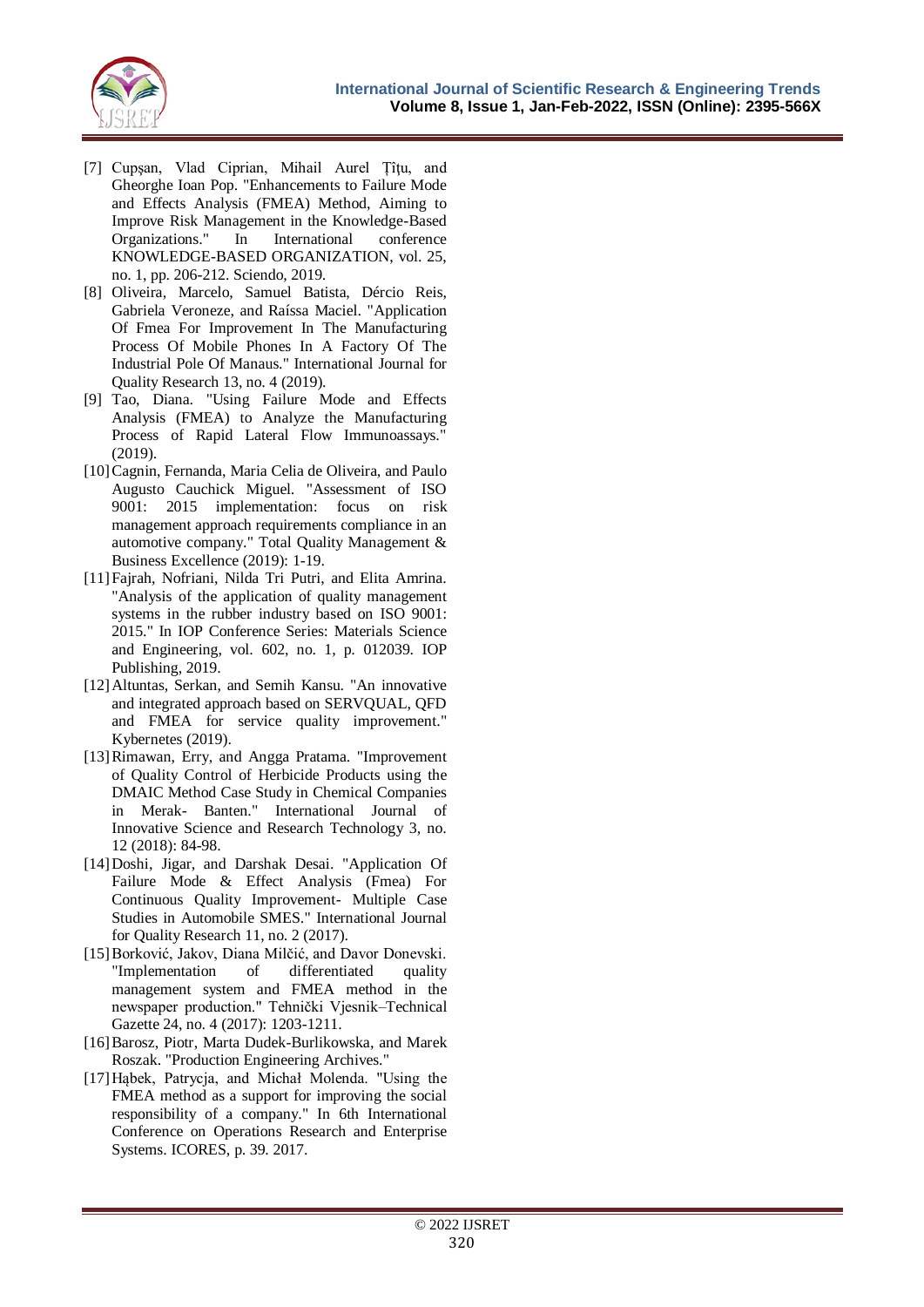[7] Cupşan, Vlad Ciprian, Mihail Aurel Țîțu, and Gheorghe Ioan Pop. "Enhancements to Failure Mode and Effects Analysis (FMEA) Method, Aiming to Improve Risk Management in the Knowledge-Based Organizations." In International conference KNOWLEDGE-BASED ORGANIZATION, vol. 25, no. 1, pp. 206-212. Sciendo, 2019.

[8] Oliveira, Marcelo, Samuel Batista, Dércio Reis, Gabriela Veroneze, and Raíssa Maciel. "Application Of Fmea For Improvement In The Manufacturing Process Of Mobile Phones In A Factory Of The Industrial Pole Of Manaus." International Journal for Quality Research 13, no. 4 (2019).

[9] Tao, Diana. "Using Failure Mode and Effects Analysis (FMEA) to Analyze the Manufacturing Process of Rapid Lateral Flow Immunoassays." (2019).

[10] Cagnin, Fernanda, Maria Celia de Oliveira, and Paulo Augusto Cauchick Miguel. "Assessment of ISO 9001: 2015 implementation: focus on risk management approach requirements compliance in an automotive company." Total Quality Management & Business Excellence (2019): 1-19.

[11] Fajrah, Nofriani, Nilda Tri Putri, and Elita Amrina. "Analysis of the application of quality management systems in the rubber industry based on ISO 9001: 2015." In IOP Conference Series: Materials Science and Engineering, vol. 602, no. 1, p. 012039. IOP Publishing, 2019.

[12] Altuntas, Serkan, and Semih Kansu. "An innovative and integrated approach based on SERVQUAL, QFD and FMEA for service quality improvement." Kybernetes (2019).

[13] Rimawan, Erry, and Angga Pratama. "Improvement of Quality Control of Herbicide Products using the DMAIC Method Case Study in Chemical Companies in Merak- Banten." International Journal of Innovative Science and Research Technology 3, no. 12 (2018): 84-98.

[14] Doshi, Jigar, and Darshak Desai. "Application Of Failure Mode & Effect Analysis (Fmea) For Continuous Quality Improvement- Multiple Case Studies in Automobile SMES." International Journal for Quality Research 11, no. 2 (2017).

[15] Borković, Jakov, Diana Milčić, and Davor Donevski. "Implementation of differentiated quality management system and FMEA method in the newspaper production." Tehnički Vjesnik–Technical Gazette 24, no. 4 (2017): 1203-1211.

[16] Barosz, Piotr, Marta Dudek-Burlikowska, and Marek Roszak. "Production Engineering Archives."

[17] Hąbek, Patrycja, and Michał Molenda. "Using the FMEA method as a support for improving the social responsibility of a company." In 6th International Conference on Operations Research and Enterprise Systems. ICORES, p. 39. 2017.